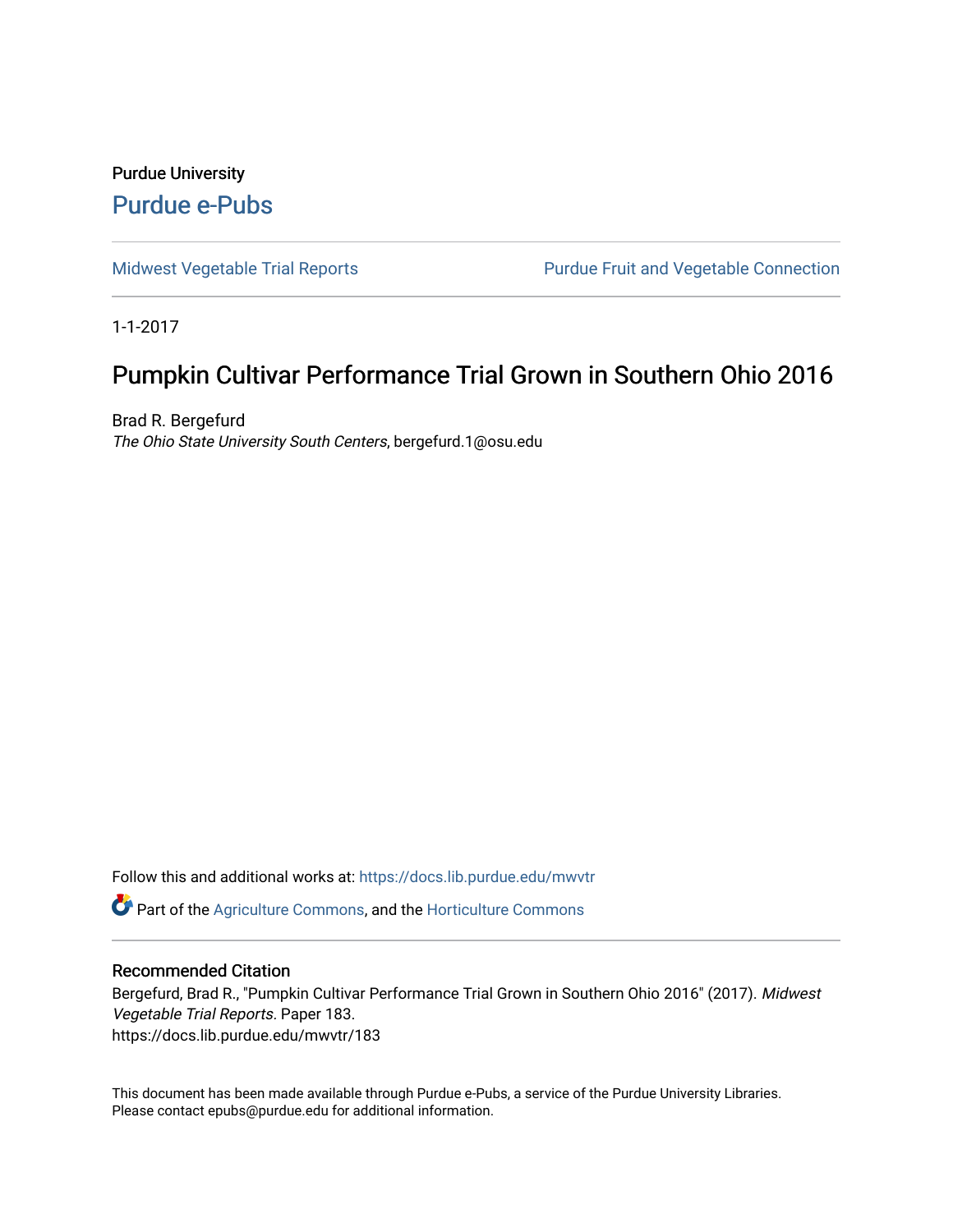Purdue University

# Purdue e-Pubs

Midwest Vegetable Trial Reports | Purdue Fruit and Vegetable Connection

1-1-2017

# Pumpkin Cultivar Performance Trial Grown in Southern Ohio 2016

Brad R. Bergefurd
*The Ohio State University South Centers*, bergefurd.1@osu.edu

Follow this and additional works at: https://docs.lib.purdue.edu/mwvtr

Part of the Agriculture Commons, and the Horticulture Commons

## Recommended Citation

Bergefurd, Brad R., "Pumpkin Cultivar Performance Trial Grown in Southern Ohio 2016" (2017). *Midwest Vegetable Trial Reports*. Paper 183.
https://docs.lib.purdue.edu/mwvtr/183

This document has been made available through Purdue e-Pubs, a service of the Purdue University Libraries. Please contact epubs@purdue.edu for additional information.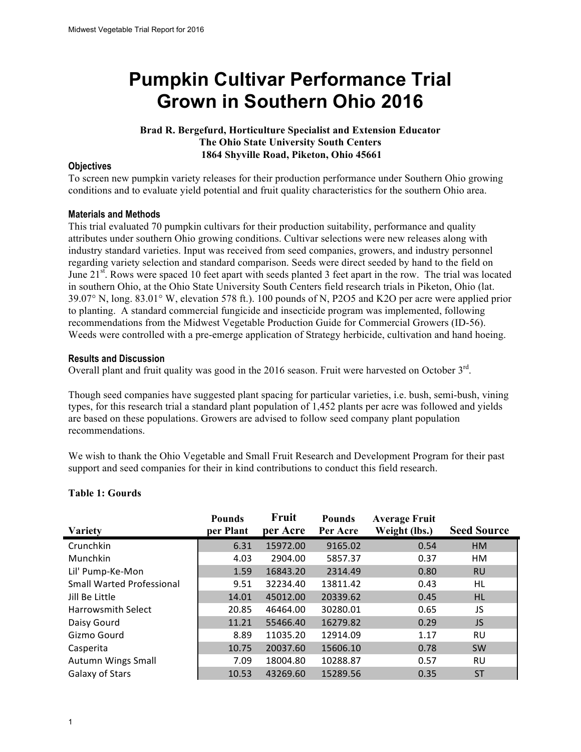# Pumpkin Cultivar Performance Trial Grown in Southern Ohio 2016

**Brad R. Bergefurd, Horticulture Specialist and Extension Educator**
**The Ohio State University South Centers**
**1864 Shyville Road, Piketon, Ohio 45661**

### Objectives

To screen new pumpkin variety releases for their production performance under Southern Ohio growing conditions and to evaluate yield potential and fruit quality characteristics for the southern Ohio area.

### Materials and Methods

This trial evaluated 70 pumpkin cultivars for their production suitability, performance and quality attributes under southern Ohio growing conditions. Cultivar selections were new releases along with industry standard varieties. Input was received from seed companies, growers, and industry personnel regarding variety selection and standard comparison. Seeds were direct seeded by hand to the field on June 21st. Rows were spaced 10 feet apart with seeds planted 3 feet apart in the row. The trial was located in southern Ohio, at the Ohio State University South Centers field research trials in Piketon, Ohio (lat. 39.07° N, long. 83.01° W, elevation 578 ft.). 100 pounds of N, $P_2O_5$ and $K_2O$ per acre were applied prior to planting. A standard commercial fungicide and insecticide program was implemented, following recommendations from the Midwest Vegetable Production Guide for Commercial Growers (ID-56). Weeds were controlled with a pre-emerge application of Strategy herbicide, cultivation and hand hoeing.

### Results and Discussion

Overall plant and fruit quality was good in the 2016 season. Fruit were harvested on October 3rd.

Though seed companies have suggested plant spacing for particular varieties, i.e. bush, semi-bush, vining types, for this research trial a standard plant population of 1,452 plants per acre was followed and yields are based on these populations. Growers are advised to follow seed company plant population recommendations.

We wish to thank the Ohio Vegetable and Small Fruit Research and Development Program for their past support and seed companies for their in kind contributions to conduct this field research.

**Table 1: Gourds**

| Variety | Pounds per Plant | Fruit per Acre | Pounds Per Acre | Average Fruit Weight (lbs.) | Seed Source |
|---|---|---|---|---|---|
| Crunchkin | 6.31 | 15972.00 | 9165.02 | 0.54 | HM |
| Munchkin | 4.03 | 2904.00 | 5857.37 | 0.37 | HM |
| Lil' Pump-Ke-Mon | 1.59 | 16843.20 | 2314.49 | 0.80 | RU |
| Small Warted Professional | 9.51 | 32234.40 | 13811.42 | 0.43 | HL |
| Jill Be Little | 14.01 | 45012.00 | 20339.62 | 0.45 | HL |
| Harrowsmith Select | 20.85 | 46464.00 | 30280.01 | 0.65 | JS |
| Daisy Gourd | 11.21 | 55466.40 | 16279.82 | 0.29 | JS |
| Gizmo Gourd | 8.89 | 11035.20 | 12914.09 | 1.17 | RU |
| Casperita | 10.75 | 20037.60 | 15606.10 | 0.78 | SW |
| Autumn Wings Small | 7.09 | 18004.80 | 10288.87 | 0.57 | RU |
| Galaxy of Stars | 10.53 | 43269.60 | 15289.56 | 0.35 | ST |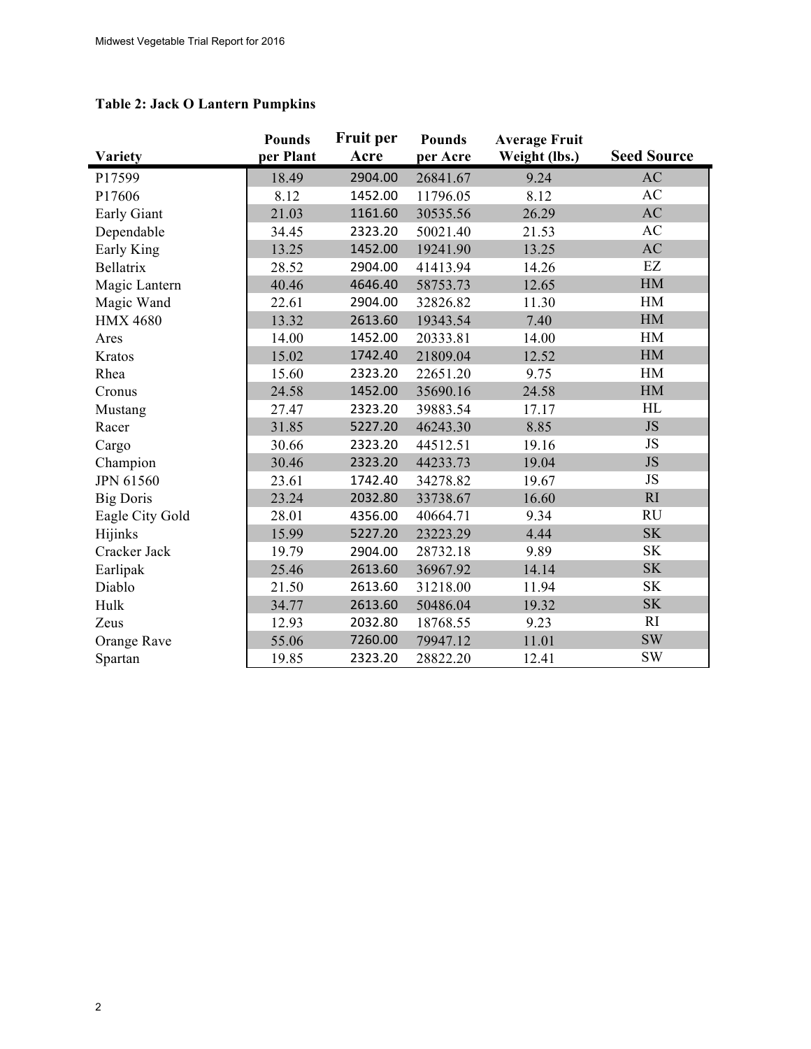**Table 2: Jack O Lantern Pumpkins**

| Variety | Pounds per Plant | Fruit per Acre | Pounds per Acre | Average Fruit Weight (lbs.) | Seed Source |
|---|---|---|---|---|---|
| P17599 | 18.49 | 2904.00 | 26841.67 | 9.24 | AC |
| P17606 | 8.12 | 1452.00 | 11796.05 | 8.12 | AC |
| Early Giant | 21.03 | 1161.60 | 30535.56 | 26.29 | AC |
| Dependable | 34.45 | 2323.20 | 50021.40 | 21.53 | AC |
| Early King | 13.25 | 1452.00 | 19241.90 | 13.25 | AC |
| Bellatrix | 28.52 | 2904.00 | 41413.94 | 14.26 | EZ |
| Magic Lantern | 40.46 | 4646.40 | 58753.73 | 12.65 | HM |
| Magic Wand | 22.61 | 2904.00 | 32826.82 | 11.30 | HM |
| HMX 4680 | 13.32 | 2613.60 | 19343.54 | 7.40 | HM |
| Ares | 14.00 | 1452.00 | 20333.81 | 14.00 | HM |
| Kratos | 15.02 | 1742.40 | 21809.04 | 12.52 | HM |
| Rhea | 15.60 | 2323.20 | 22651.20 | 9.75 | HM |
| Cronus | 24.58 | 1452.00 | 35690.16 | 24.58 | HM |
| Mustang | 27.47 | 2323.20 | 39883.54 | 17.17 | HL |
| Racer | 31.85 | 5227.20 | 46243.30 | 8.85 | JS |
| Cargo | 30.66 | 2323.20 | 44512.51 | 19.16 | JS |
| Champion | 30.46 | 2323.20 | 44233.73 | 19.04 | JS |
| JPN 61560 | 23.61 | 1742.40 | 34278.82 | 19.67 | JS |
| Big Doris | 23.24 | 2032.80 | 33738.67 | 16.60 | RI |
| Eagle City Gold | 28.01 | 4356.00 | 40664.71 | 9.34 | RU |
| Hijinks | 15.99 | 5227.20 | 23223.29 | 4.44 | SK |
| Cracker Jack | 19.79 | 2904.00 | 28732.18 | 9.89 | SK |
| Earlipak | 25.46 | 2613.60 | 36967.92 | 14.14 | SK |
| Diablo | 21.50 | 2613.60 | 31218.00 | 11.94 | SK |
| Hulk | 34.77 | 2613.60 | 50486.04 | 19.32 | SK |
| Zeus | 12.93 | 2032.80 | 18768.55 | 9.23 | RI |
| Orange Rave | 55.06 | 7260.00 | 79947.12 | 11.01 | SW |
| Spartan | 19.85 | 2323.20 | 28822.20 | 12.41 | SW |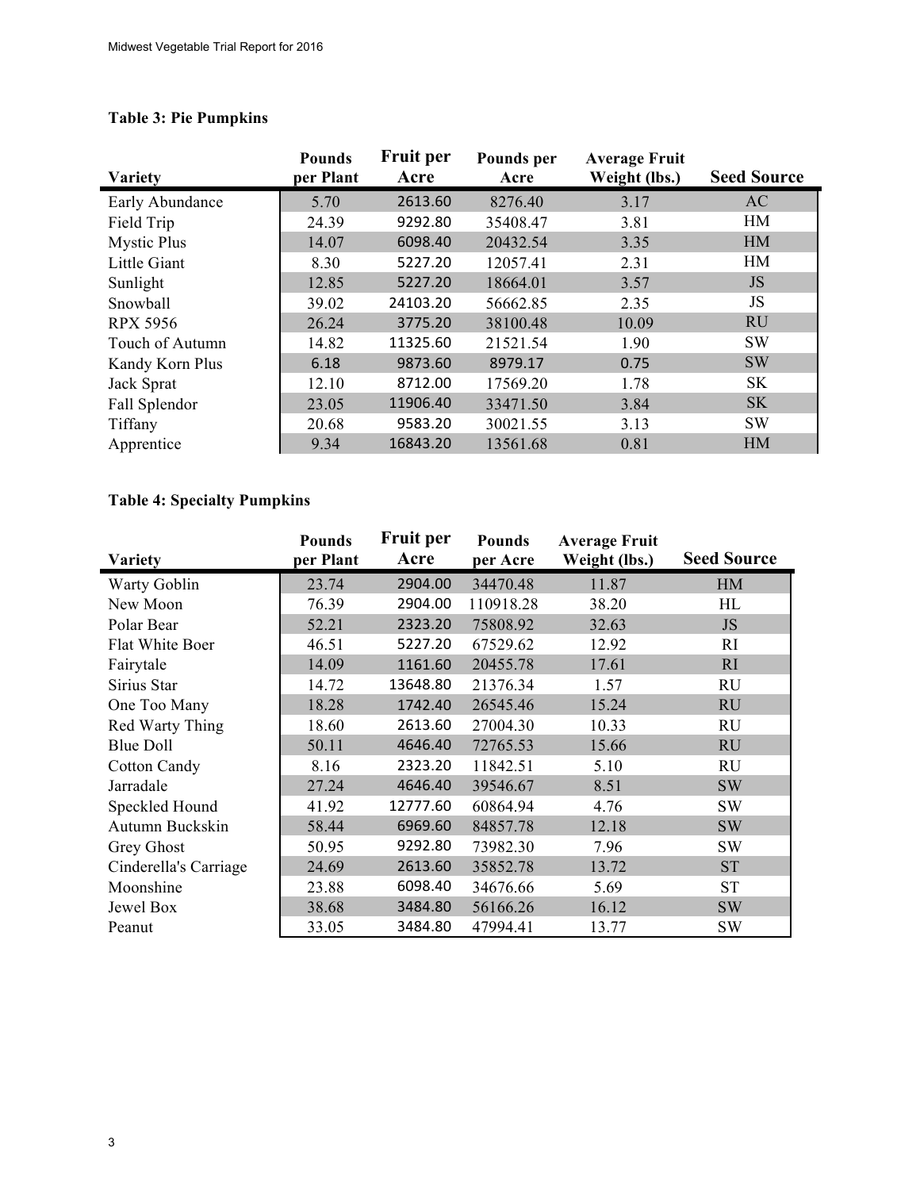**Table 3: Pie Pumpkins**

| Variety | Pounds per Plant | Fruit per Acre | Pounds per Acre | Average Fruit Weight (lbs.) | Seed Source |
|---|---|---|---|---|---|
| Early Abundance | 5.70 | 2613.60 | 8276.40 | 3.17 | AC |
| Field Trip | 24.39 | 9292.80 | 35408.47 | 3.81 | HM |
| Mystic Plus | 14.07 | 6098.40 | 20432.54 | 3.35 | HM |
| Little Giant | 8.30 | 5227.20 | 12057.41 | 2.31 | HM |
| Sunlight | 12.85 | 5227.20 | 18664.01 | 3.57 | JS |
| Snowball | 39.02 | 24103.20 | 56662.85 | 2.35 | JS |
| RPX 5956 | 26.24 | 3775.20 | 38100.48 | 10.09 | RU |
| Touch of Autumn | 14.82 | 11325.60 | 21521.54 | 1.90 | SW |
| Kandy Korn Plus | 6.18 | 9873.60 | 8979.17 | 0.75 | SW |
| Jack Sprat | 12.10 | 8712.00 | 17569.20 | 1.78 | SK |
| Fall Splendor | 23.05 | 11906.40 | 33471.50 | 3.84 | SK |
| Tiffany | 20.68 | 9583.20 | 30021.55 | 3.13 | SW |
| Apprentice | 9.34 | 16843.20 | 13561.68 | 0.81 | HM |

**Table 4: Specialty Pumpkins**

| Variety | Pounds per Plant | Fruit per Acre | Pounds per Acre | Average Fruit Weight (lbs.) | Seed Source |
|---|---|---|---|---|---|
| Warty Goblin | 23.74 | 2904.00 | 34470.48 | 11.87 | HM |
| New Moon | 76.39 | 2904.00 | 110918.28 | 38.20 | HL |
| Polar Bear | 52.21 | 2323.20 | 75808.92 | 32.63 | JS |
| Flat White Boer | 46.51 | 5227.20 | 67529.62 | 12.92 | RI |
| Fairytale | 14.09 | 1161.60 | 20455.78 | 17.61 | RI |
| Sirius Star | 14.72 | 13648.80 | 21376.34 | 1.57 | RU |
| One Too Many | 18.28 | 1742.40 | 26545.46 | 15.24 | RU |
| Red Warty Thing | 18.60 | 2613.60 | 27004.30 | 10.33 | RU |
| Blue Doll | 50.11 | 4646.40 | 72765.53 | 15.66 | RU |
| Cotton Candy | 8.16 | 2323.20 | 11842.51 | 5.10 | RU |
| Jarradale | 27.24 | 4646.40 | 39546.67 | 8.51 | SW |
| Speckled Hound | 41.92 | 12777.60 | 60864.94 | 4.76 | SW |
| Autumn Buckskin | 58.44 | 6969.60 | 84857.78 | 12.18 | SW |
| Grey Ghost | 50.95 | 9292.80 | 73982.30 | 7.96 | SW |
| Cinderella's Carriage | 24.69 | 2613.60 | 35852.78 | 13.72 | ST |
| Moonshine | 23.88 | 6098.40 | 34676.66 | 5.69 | ST |
| Jewel Box | 38.68 | 3484.80 | 56166.26 | 16.12 | SW |
| Peanut | 33.05 | 3484.80 | 47994.41 | 13.77 | SW |